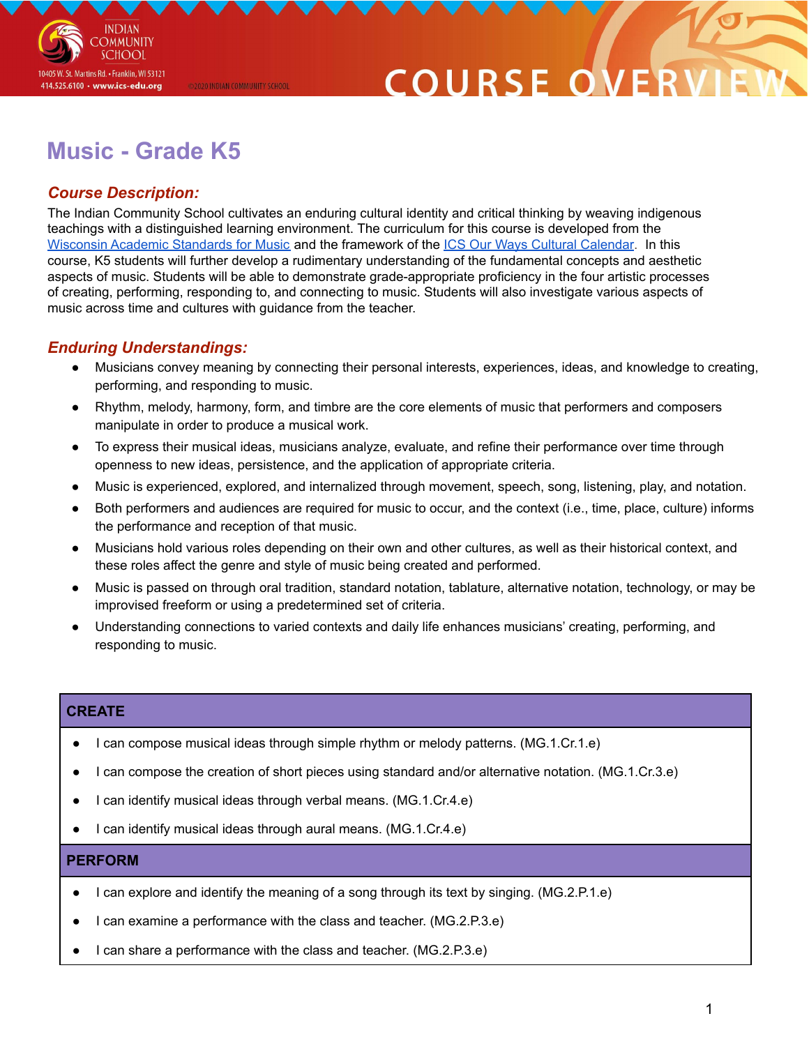# Music - Grade K5

## *Course Description:*

The Indian Community School cultivates an enduring cultural identity and critical thinking by weaving indigenous teachings with a distinguished learning environment. The curriculum for this course is developed from the Wisconsin Academic Standards for Music and the framework of the ICS Our Ways Cultural Calendar. In this course, K5 students will further develop a rudimentary understanding of the fundamental concepts and aesthetic aspects of music. Students will be able to demonstrate grade-appropriate proficiency in the four artistic processes of creating, performing, responding to, and connecting to music. Students will also investigate various aspects of music across time and cultures with guidance from the teacher.

## *Enduring Understandings:*

- Musicians convey meaning by connecting their personal interests, experiences, ideas, and knowledge to creating, performing, and responding to music.
- Rhythm, melody, harmony, form, and timbre are the core elements of music that performers and composers manipulate in order to produce a musical work.
- To express their musical ideas, musicians analyze, evaluate, and refine their performance over time through openness to new ideas, persistence, and the application of appropriate criteria.
- Music is experienced, explored, and internalized through movement, speech, song, listening, play, and notation.
- Both performers and audiences are required for music to occur, and the context (i.e., time, place, culture) informs the performance and reception of that music.
- Musicians hold various roles depending on their own and other cultures, as well as their historical context, and these roles affect the genre and style of music being created and performed.
- Music is passed on through oral tradition, standard notation, tablature, alternative notation, technology, or may be improvised freeform or using a predetermined set of criteria.
- Understanding connections to varied contexts and daily life enhances musicians' creating, performing, and responding to music.

| CREATE |
|---|
| • I can compose musical ideas through simple rhythm or melody patterns. (MG.1.Cr.1.e)<br>• I can compose the creation of short pieces using standard and/or alternative notation. (MG.1.Cr.3.e)<br>• I can identify musical ideas through verbal means. (MG.1.Cr.4.e)<br>• I can identify musical ideas through aural means. (MG.1.Cr.4.e) |

| PERFORM |
|---|
| • I can explore and identify the meaning of a song through its text by singing. (MG.2.P.1.e)<br>• I can examine a performance with the class and teacher. (MG.2.P.3.e)<br>• I can share a performance with the class and teacher. (MG.2.P.3.e) |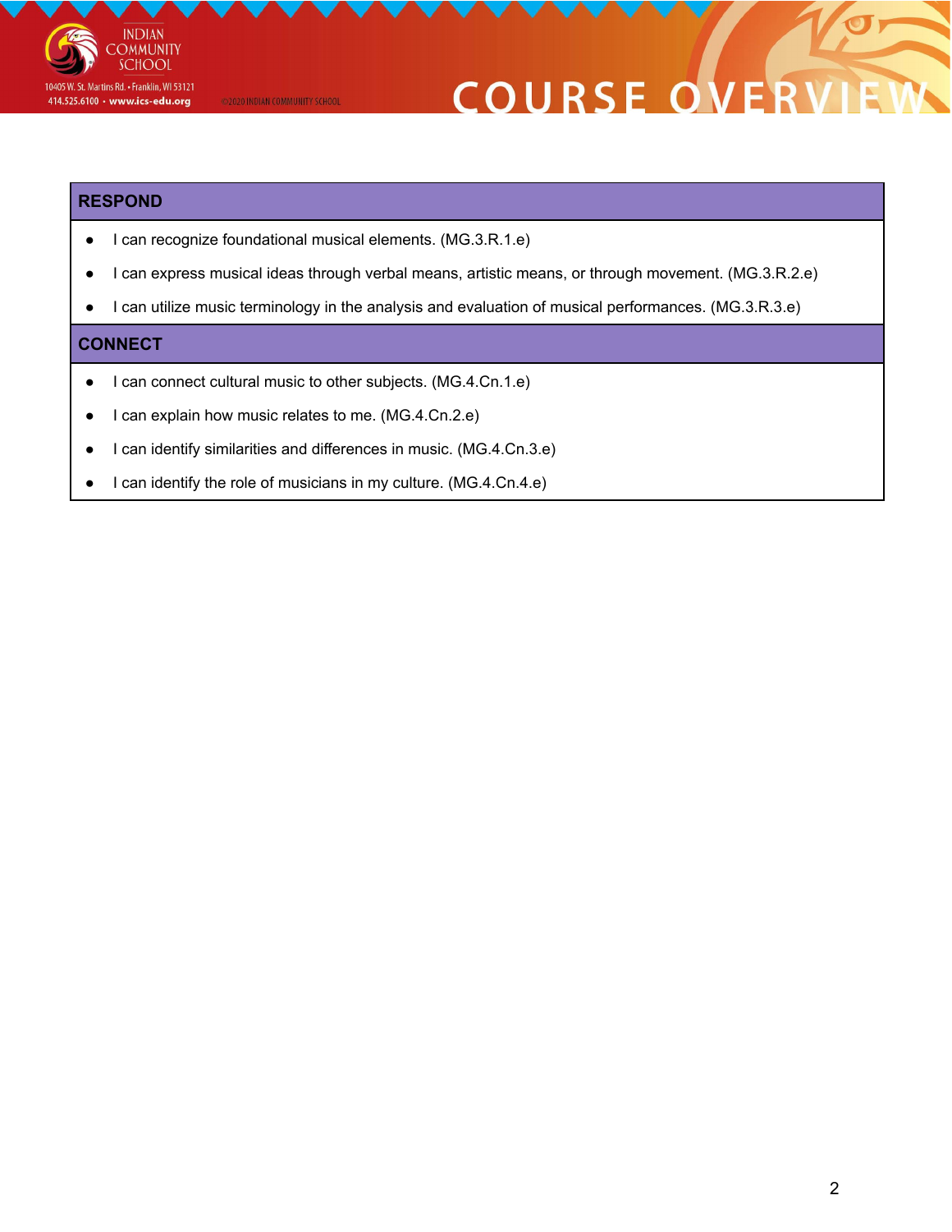## RESPOND

- I can recognize foundational musical elements. (MG.3.R.1.e)
- I can express musical ideas through verbal means, artistic means, or through movement. (MG.3.R.2.e)
- I can utilize music terminology in the analysis and evaluation of musical performances. (MG.3.R.3.e)

## CONNECT

- I can connect cultural music to other subjects. (MG.4.Cn.1.e)
- I can explain how music relates to me. (MG.4.Cn.2.e)
- I can identify similarities and differences in music. (MG.4.Cn.3.e)
- I can identify the role of musicians in my culture. (MG.4.Cn.4.e)